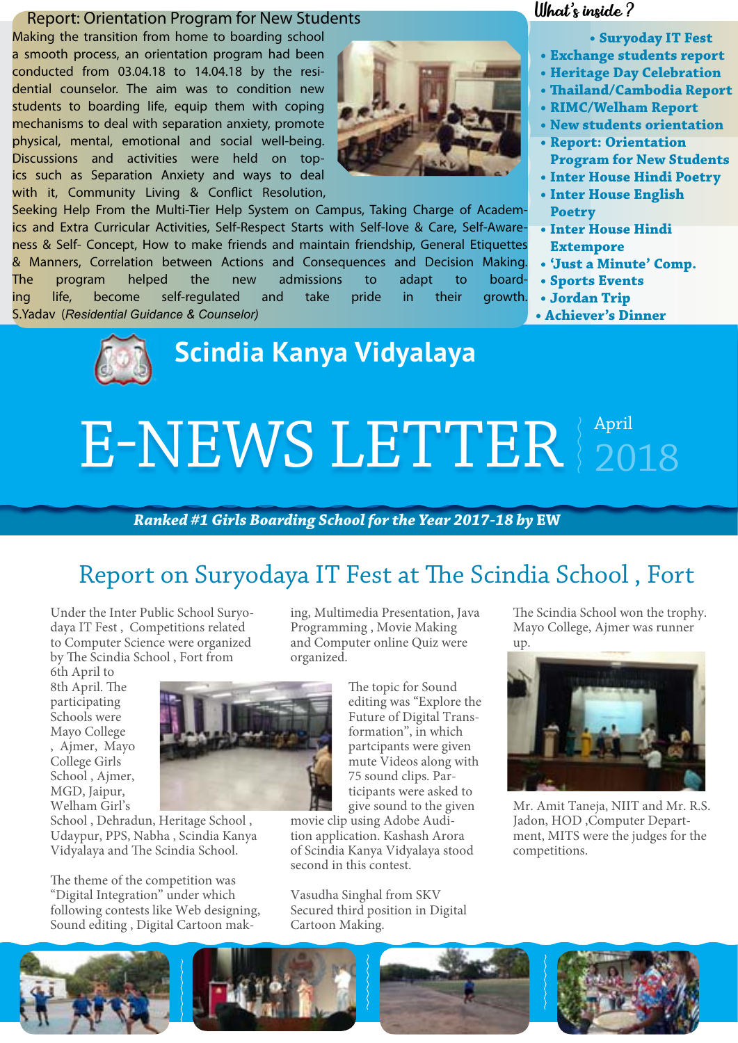## Report: Orientation Program for New Students

Making the transition from home to boarding school a smooth process, an orientation program had been conducted from 03.04.18 to 14.04.18 by the residential counselor. The aim was to condition new students to boarding life, equip them with coping mechanisms to deal with separation anxiety, promote physical, mental, emotional and social well-being. Discussions and activities were held on topics such as Separation Anxiety and ways to deal with it, Community Living & Conflict Resolution, Seeking Help From the Multi-Tier Help System on Campus, Taking Charge of Academics and Extra Curricular Activities, Self-Respect Starts with Self-love & Care, Self-Awareness & Self- Concept, How to make friends and maintain friendship, General Etiquettes & Manners, Correlation between Actions and Consequences and Decision Making. The program helped the new admissions to adapt to boarding life, become self-regulated and take pride in their growth.

S.Yadav (*Residential Guidance & Counselor*)

## What's inside ?

- Suryoday IT Fest
- Exchange students report
- Heritage Day Celebration
- Thailand/Cambodia Report
- RIMC/Welham Report
- New students orientation
- Report: Orientation Program for New Students
- Inter House Hindi Poetry
- Inter House English Poetry
- Inter House Hindi Extempore
- 'Just a Minute' Comp.
- Sports Events
- Jordan Trip
- Achiever's Dinner

# Scindia Kanya Vidyalaya

# E-NEWS LETTER

April 2018

***Ranked #1 Girls Boarding School for the Year 2017-18 by EW***

## Report on Suryodaya IT Fest at The Scindia School , Fort

Under the Inter Public School Suryodaya IT Fest , Competitions related to Computer Science were organized by The Scindia School , Fort from 6th April to 8th April. The participating Schools were Mayo College , Ajmer, Mayo College Girls School , Ajmer, MGD, Jaipur, Welham Girl's School , Dehradun, Heritage School , Udaypur, PPS, Nabha , Scindia Kanya Vidyalaya and The Scindia School.

The theme of the competition was "Digital Integration" under which following contests like Web designing, Sound editing , Digital Cartoon making, Multimedia Presentation, Java Programming , Movie Making and Computer online Quiz were organized.

The topic for Sound editing was "Explore the Future of Digital Transformation", in which partcipants were given mute Videos along with 75 sound clips. Participants were asked to give sound to the given movie clip using Adobe Audition application. Kashash Arora of Scindia Kanya Vidyalaya stood second in this contest.

Vasudha Singhal from SKV Secured third position in Digital Cartoon Making.

The Scindia School won the trophy. Mayo College, Ajmer was runner up.

Mr. Amit Taneja, NIIT and Mr. R.S. Jadon, HOD ,Computer Department, MITS were the judges for the competitions.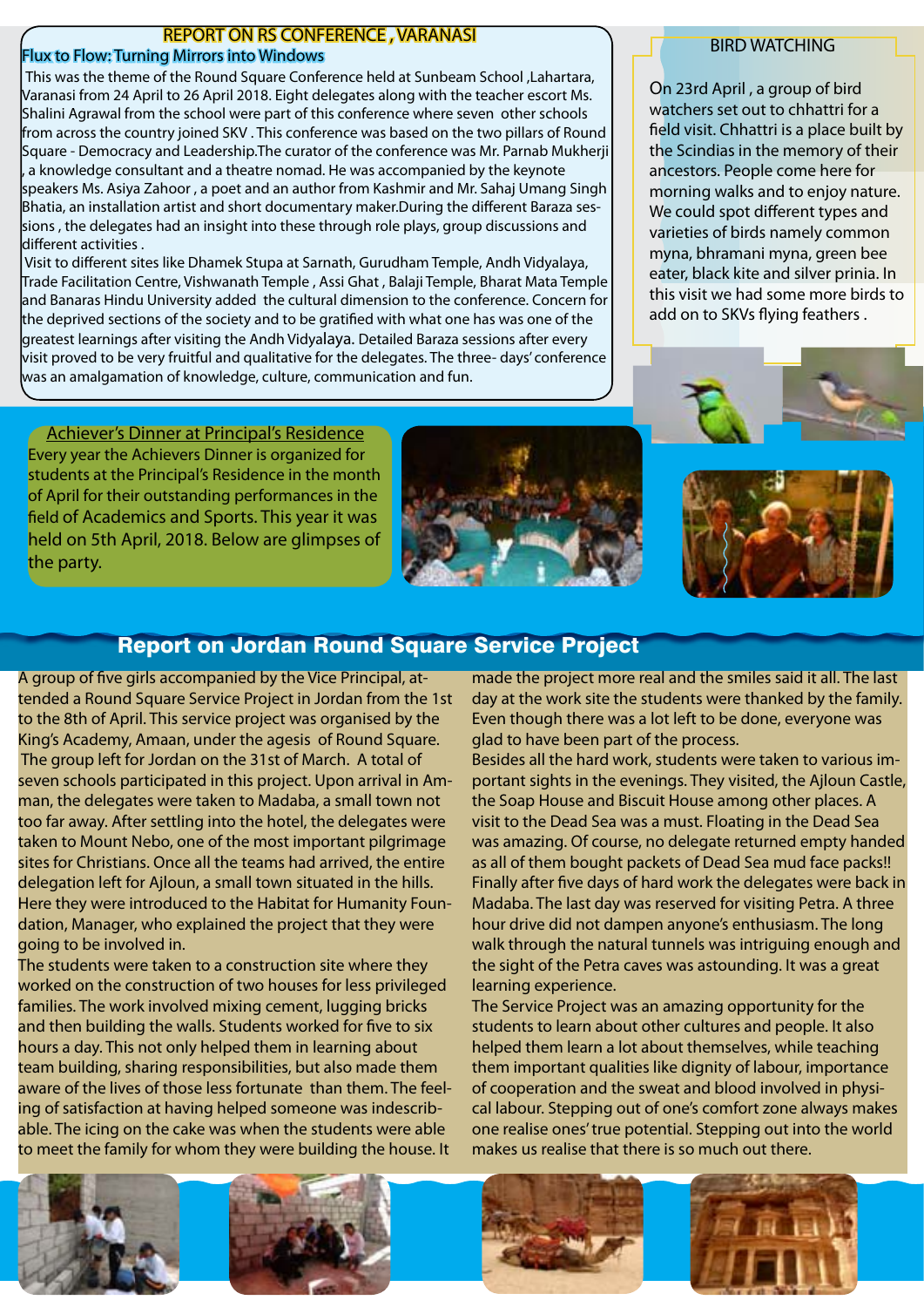## REPORT ON RS CONFERENCE , VARANASI

### Flux to Flow: Turning Mirrors into Windows

This was the theme of the Round Square Conference held at Sunbeam School ,Lahartara, Varanasi from 24 April to 26 April 2018. Eight delegates along with the teacher escort Ms. Shalini Agrawal from the school were part of this conference where seven other schools from across the country joined SKV . This conference was based on the two pillars of Round Square - Democracy and Leadership.The curator of the conference was Mr. Parnab Mukherji , a knowledge consultant and a theatre nomad. He was accompanied by the keynote speakers Ms. Asiya Zahoor , a poet and an author from Kashmir and Mr. Sahaj Umang Singh Bhatia, an installation artist and short documentary maker.During the different Baraza sessions , the delegates had an insight into these through role plays, group discussions and different activities .

Visit to different sites like Dhamek Stupa at Sarnath, Gurudham Temple, Andh Vidyalaya, Trade Facilitation Centre, Vishwanath Temple , Assi Ghat , Balaji Temple, Bharat Mata Temple and Banaras Hindu University added the cultural dimension to the conference. Concern for the deprived sections of the society and to be gratified with what one has was one of the greatest learnings after visiting the Andh Vidyalaya. Detailed Baraza sessions after every visit proved to be very fruitful and qualitative for the delegates. The three- days' conference was an amalgamation of knowledge, culture, communication and fun.

## BIRD WATCHING

On 23rd April , a group of bird watchers set out to chhattri for a field visit. Chhattri is a place built by the Scindias in the memory of their ancestors. People come here for morning walks and to enjoy nature. We could spot different types and varieties of birds namely common myna, bhramani myna, green bee eater, black kite and silver prinia. In this visit we had some more birds to add on to SKVs flying feathers .

## Achiever's Dinner at Principal's Residence

Every year the Achievers Dinner is organized for students at the Principal's Residence in the month of April for their outstanding performances in the field of Academics and Sports. This year it was held on 5th April, 2018. Below are glimpses of the party.

## Report on Jordan Round Square Service Project

A group of five girls accompanied by the Vice Principal, attended a Round Square Service Project in Jordan from the 1st to the 8th of April. This service project was organised by the King's Academy, Amaan, under the agesis of Round Square. The group left for Jordan on the 31st of March. A total of seven schools participated in this project. Upon arrival in Amman, the delegates were taken to Madaba, a small town not too far away. After settling into the hotel, the delegates were taken to Mount Nebo, one of the most important pilgrimage sites for Christians. Once all the teams had arrived, the entire delegation left for Ajloun, a small town situated in the hills. Here they were introduced to the Habitat for Humanity Foundation, Manager, who explained the project that they were going to be involved in.

The students were taken to a construction site where they worked on the construction of two houses for less privileged families. The work involved mixing cement, lugging bricks and then building the walls. Students worked for five to six hours a day. This not only helped them in learning about team building, sharing responsibilities, but also made them aware of the lives of those less fortunate than them. The feeling of satisfaction at having helped someone was indescribable. The icing on the cake was when the students were able to meet the family for whom they were building the house. It made the project more real and the smiles said it all. The last day at the work site the students were thanked by the family. Even though there was a lot left to be done, everyone was glad to have been part of the process.

Besides all the hard work, students were taken to various important sights in the evenings. They visited, the Ajloun Castle, the Soap House and Biscuit House among other places. A visit to the Dead Sea was a must. Floating in the Dead Sea was amazing. Of course, no delegate returned empty handed as all of them bought packets of Dead Sea mud face packs!!

Finally after five days of hard work the delegates were back in Madaba. The last day was reserved for visiting Petra. A three hour drive did not dampen anyone's enthusiasm. The long walk through the natural tunnels was intriguing enough and the sight of the Petra caves was astounding. It was a great learning experience.

The Service Project was an amazing opportunity for the students to learn about other cultures and people. It also helped them learn a lot about themselves, while teaching them important qualities like dignity of labour, importance of cooperation and the sweat and blood involved in physical labour. Stepping out of one's comfort zone always makes one realise ones' true potential. Stepping out into the world makes us realise that there is so much out there.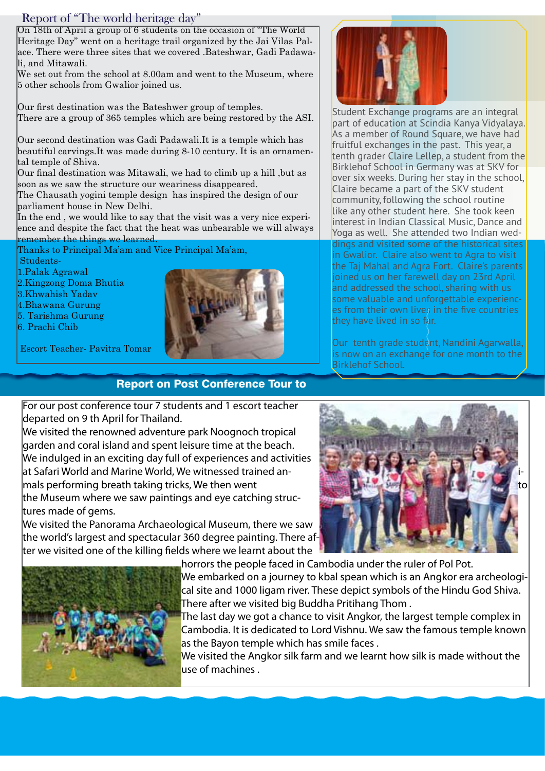## Report of "The world heritage day"

On 18th of April a group of 6 students on the occasion of "The World Heritage Day" went on a heritage trail organized by the Jai Vilas Palace. There were three sites that we covered .Bateshwar, Gadi Padawali, and Mitawali.

We set out from the school at 8.00am and went to the Museum, where 5 other schools from Gwalior joined us.

Our first destination was the Bateshwer group of temples. There are a group of 365 temples which are being restored by the ASI.

Our second destination was Gadi Padawali.It is a temple which has beautiful carvings.It was made during 8-10 century. It is an ornamental temple of Shiva.

Our final destination was Mitawali, we had to climb up a hill ,but as soon as we saw the structure our weariness disappeared.

The Chausath yogini temple design has inspired the design of our parliament house in New Delhi.

In the end , we would like to say that the visit was a very nice experience and despite the fact that the heat was unbearable we will always remember the things we learned.

Thanks to Principal Ma'am and Vice Principal Ma'am,

Students-

1. Palak Agrawal
2. Kingzong Doma Bhutia
3. Khwahish Yadav
4. Bhawana Gurung
5. Tarishma Gurung
6. Prachi Chib

Escort Teacher- Pavitra Tomar

Student Exchange programs are an integral part of education at Scindia Kanya Vidyalaya. As a member of Round Square, we have had fruitful exchanges in the past. This year, a tenth grader Claire Lellep, a student from the Birklehof School in Germany was at SKV for over six weeks. During her stay in the school, Claire became a part of the SKV student community, following the school routine like any other student here. She took keen interest in Indian Classical Music, Dance and Yoga as well. She attended two Indian weddings and visited some of the historical sites in Gwalior. Claire also went to Agra to visit the Taj Mahal and Agra Fort. Claire's parents joined us on her farewell day on 23rd April and addressed the school, sharing with us some valuable and unforgettable experiences from their own lives in the five countries they have lived in so far.

Our tenth grade student, Nandini Agarwalla, is now on an exchange for one month to the Birklehof School.

## Report on Post Conference Tour to

For our post conference tour 7 students and 1 escort teacher departed on 9 th April for Thailand.

We visited the renowned adventure park Noognoch tropical garden and coral island and spent leisure time at the beach. We indulged in an exciting day full of experiences and activities at Safari World and Marine World, We witnessed trained animals performing breath taking tricks, We then went to the Museum where we saw paintings and eye catching structures made of gems.

We visited the Panorama Archaeological Museum, there we saw the world's largest and spectacular 360 degree painting. There after we visited one of the killing fields where we learnt about the horrors the people faced in Cambodia under the ruler of Pol Pot.

We embarked on a journey to kbal spean which is an Angkor era archeological site and 1000 ligam river. These depict symbols of the Hindu God Shiva. There after we visited big Buddha Pritihang Thom .

The last day we got a chance to visit Angkor, the largest temple complex in Cambodia. It is dedicated to Lord Vishnu. We saw the famous temple known as the Bayon temple which has smile faces .

We visited the Angkor silk farm and we learnt how silk is made without the use of machines .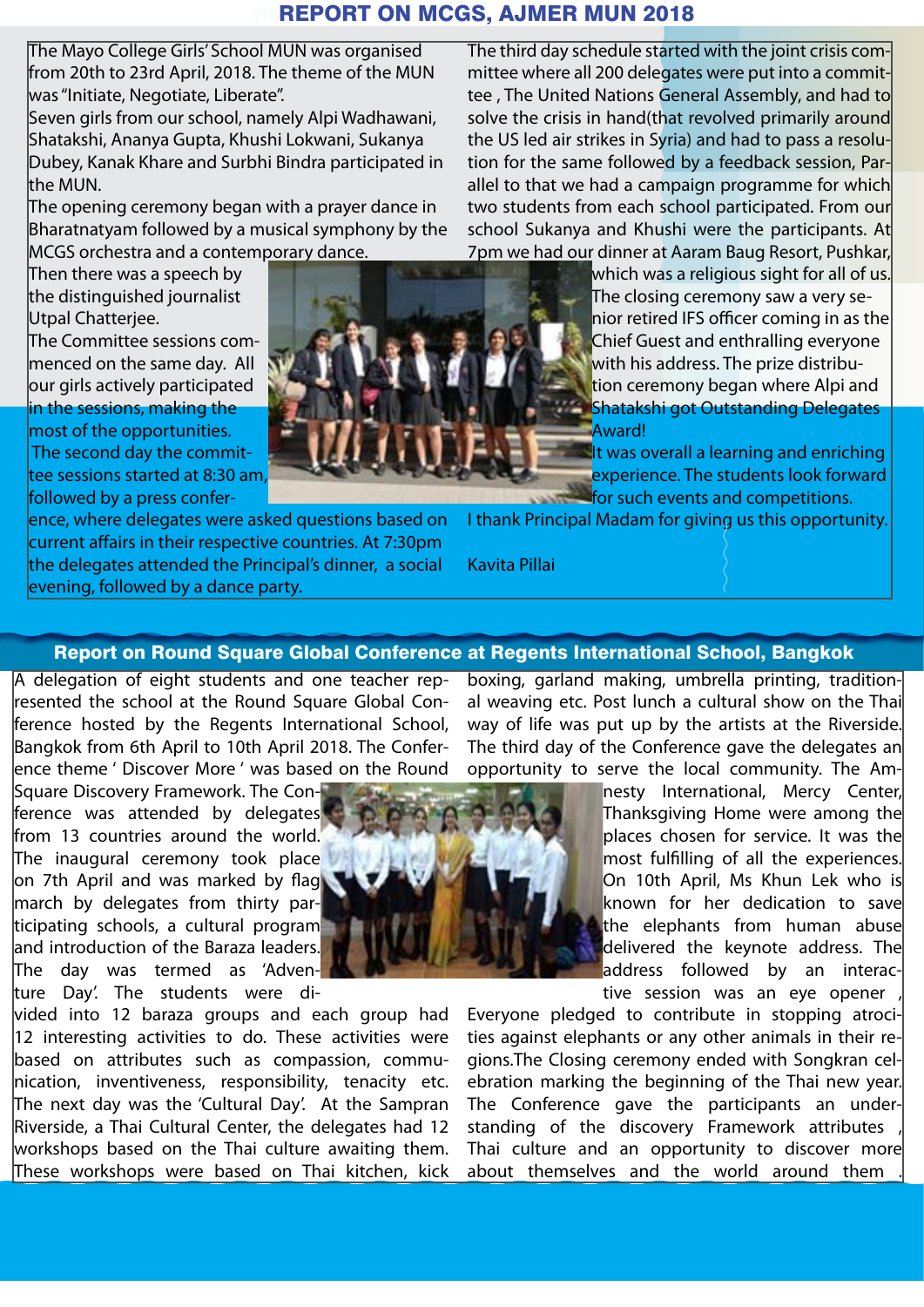# REPORT ON MCGS, AJMER MUN 2018

The Mayo College Girls' School MUN was organised from 20th to 23rd April, 2018. The theme of the MUN was "Initiate, Negotiate, Liberate".
Seven girls from our school, namely Alpi Wadhawani, Shatakshi, Ananya Gupta, Khushi Lokwani, Sukanya Dubey, Kanak Khare and Surbhi Bindra participated in the MUN.
The opening ceremony began with a prayer dance in Bharatnatyam followed by a musical symphony by the MCGS orchestra and a contemporary dance.
Then there was a speech by the distinguished journalist Utpal Chatterjee.
The Committee sessions commenced on the same day. All our girls actively participated in the sessions, making the most of the opportunities.
The second day the committee sessions started at 8:30 am, followed by a press conference, where delegates were asked questions based on current affairs in their respective countries. At 7:30pm the delegates attended the Principal's dinner, a social evening, followed by a dance party.

The third day schedule started with the joint crisis committee where all 200 delegates were put into a committee , The United Nations General Assembly, and had to solve the crisis in hand(that revolved primarily around the US led air strikes in Syria) and had to pass a resolution for the same followed by a feedback session, Parallel to that we had a campaign programme for which two students from each school participated. From our school Sukanya and Khushi were the participants. At 7pm we had our dinner at Aaram Baug Resort, Pushkar, which was a religious sight for all of us.
The closing ceremony saw a very senior retired IFS officer coming in as the Chief Guest and enthralling everyone with his address. The prize distribution ceremony began where Alpi and Shatakshi got Outstanding Delegates Award!
It was overall a learning and enriching experience. The students look forward for such events and competitions.
I thank Principal Madam for giving us this opportunity.

Kavita Pillai

## Report on Round Square Global Conference at Regents International School, Bangkok

A delegation of eight students and one teacher represented the school at the Round Square Global Conference hosted by the Regents International School, Bangkok from 6th April to 10th April 2018. The Conference theme ' Discover More ' was based on the Round Square Discovery Framework. The Conference was attended by delegates from 13 countries around the world. The inaugural ceremony took place on 7th April and was marked by flag march by delegates from thirty participating schools, a cultural program and introduction of the Baraza leaders. The day was termed as 'Adventure Day'. The students were divided into 12 baraza groups and each group had 12 interesting activities to do. These activities were based on attributes such as compassion, communication, inventiveness, responsibility, tenacity etc. The next day was the 'Cultural Day'. At the Sampran Riverside, a Thai Cultural Center, the delegates had 12 workshops based on the Thai culture awaiting them. These workshops were based on Thai kitchen, kick boxing, garland making, umbrella printing, traditional weaving etc. Post lunch a cultural show on the Thai way of life was put up by the artists at the Riverside. The third day of the Conference gave the delegates an opportunity to serve the local community. The Amnesty International, Mercy Center, Thanksgiving Home were among the places chosen for service. It was the most fulfilling of all the experiences. On 10th April, Ms Khun Lek who is known for her dedication to save the elephants from human abuse delivered the keynote address. The address followed by an interactive session was an eye opener , Everyone pledged to contribute in stopping atrocities against elephants or any other animals in their regions.The Closing ceremony ended with Songkran celebration marking the beginning of the Thai new year. The Conference gave the participants an understanding of the discovery Framework attributes , Thai culture and an opportunity to discover more about themselves and the world around them .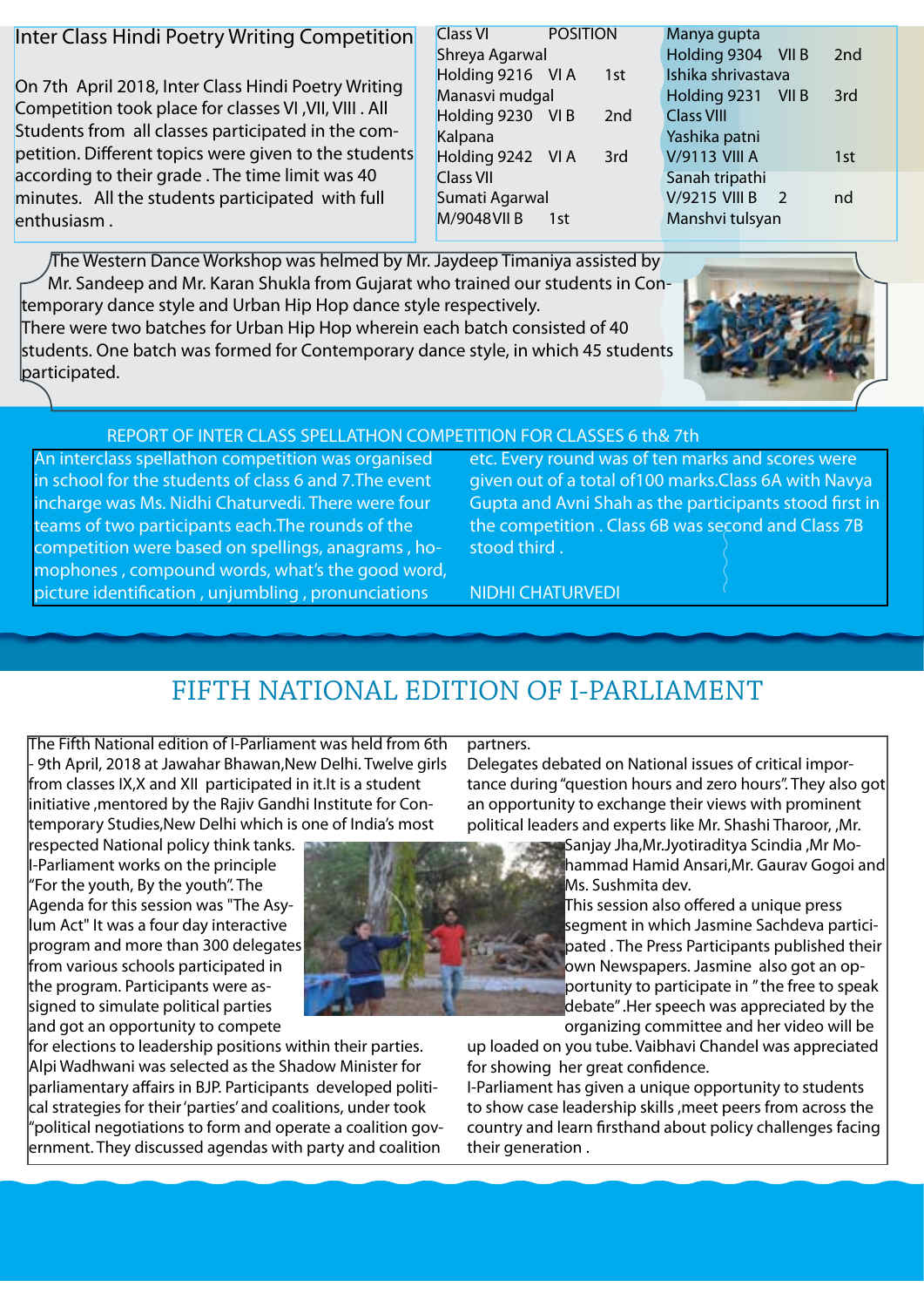## Inter Class Hindi Poetry Writing Competition

On 7th April 2018, Inter Class Hindi Poetry Writing Competition took place for classes VI ,VII, VIII . All Students from all classes participated in the competition. Different topics were given to the students according to their grade . The time limit was 40 minutes. All the students participated with full enthusiasm .

| Class VI | POSITION |
|---|---|
| Shreya Agarwal Holding 9216 VI A | 1st |
| Manasvi mudgal Holding 9230 VI B | 2nd |
| Kalpana Holding 9242 VI A | 3rd |
| **Class VII** | |
| Sumati Agarwal M/9048 VII B | 1st |
| Manya gupta Holding 9304 VII B | 2nd |
| Ishika shrivastava Holding 9231 VII B | 3rd |
| **Class VIII** | |
| Yashika patni V/9113 VIII A | 1st |
| Sanah tripathi V/9215 VIII B | 2nd |
| Manshvi tulsyan | |

The Western Dance Workshop was helmed by Mr. Jaydeep Timaniya assisted by Mr. Sandeep and Mr. Karan Shukla from Gujarat who trained our students in Contemporary dance style and Urban Hip Hop dance style respectively.
There were two batches for Urban Hip Hop wherein each batch consisted of 40 students. One batch was formed for Contemporary dance style, in which 45 students participated.

## REPORT OF INTER CLASS SPELLATHON COMPETITION FOR CLASSES 6 th& 7th

An interclass spellathon competition was organised in school for the students of class 6 and 7.The event incharge was Ms. Nidhi Chaturvedi. There were four teams of two participants each.The rounds of the competition were based on spellings, anagrams , homophones , compound words, what's the good word, picture identification , unjumbling , pronunciations etc. Every round was of ten marks and scores were given out of a total of100 marks.Class 6A with Navya Gupta and Avni Shah as the participants stood first in the competition . Class 6B was second and Class 7B stood third .

NIDHI CHATURVEDI

# FIFTH NATIONAL EDITION OF I-PARLIAMENT

The Fifth National edition of I-Parliament was held from 6th - 9th April, 2018 at Jawahar Bhawan,New Delhi. Twelve girls from classes IX,X and XII participated in it.It is a student initiative ,mentored by the Rajiv Gandhi Institute for Contemporary Studies,New Delhi which is one of India's most respected National policy think tanks. I-Parliament works on the principle "For the youth, By the youth". The Agenda for this session was "The Asylum Act" It was a four day interactive program and more than 300 delegates from various schools participated in the program. Participants were assigned to simulate political parties and got an opportunity to compete for elections to leadership positions within their parties. Alpi Wadhwani was selected as the Shadow Minister for parliamentary affairs in BJP. Participants developed political strategies for their 'parties' and coalitions, under took "political negotiations to form and operate a coalition government. They discussed agendas with party and coalition partners.

Delegates debated on National issues of critical importance during "question hours and zero hours". They also got an opportunity to exchange their views with prominent political leaders and experts like Mr. Shashi Tharoor, ,Mr. Sanjay Jha,Mr.Jyotiraditya Scindia ,Mr Mohammad Hamid Ansari,Mr. Gaurav Gogoi and Ms. Sushmita dev.

This session also offered a unique press segment in which Jasmine Sachdeva participated . The Press Participants published their own Newspapers. Jasmine also got an opportunity to participate in " the free to speak debate" .Her speech was appreciated by the organizing committee and her video will be up loaded on you tube. Vaibhavi Chandel was appreciated for showing her great confidence.

I-Parliament has given a unique opportunity to students to show case leadership skills ,meet peers from across the country and learn firsthand about policy challenges facing their generation .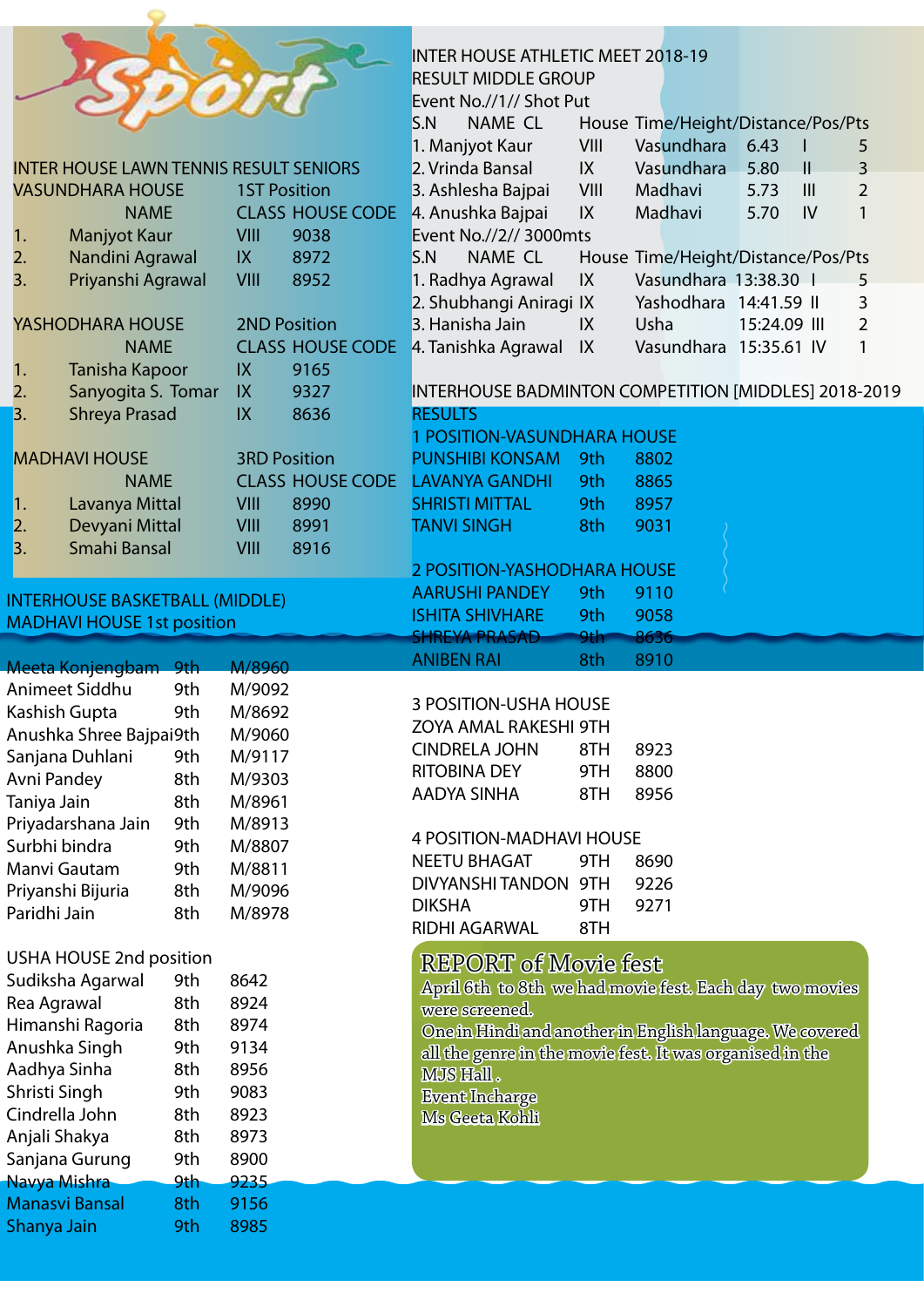# Sport

## INTER HOUSE LAWN TENNIS RESULT SENIORS

**VASUNDHARA HOUSE — 1ST Position**

| | NAME | CLASS | HOUSE CODE |
|---|---|---|---|
| 1. | Manjyot Kaur | VIII | 9038 |
| 2. | Nandini Agrawal | IX | 8972 |
| 3. | Priyanshi Agrawal | VIII | 8952 |

**YASHODHARA HOUSE — 2ND Position**

| | NAME | CLASS | HOUSE CODE |
|---|---|---|---|
| 1. | Tanisha Kapoor | IX | 9165 |
| 2. | Sanyogita S. Tomar | IX | 9327 |
| 3. | Shreya Prasad | IX | 8636 |

**MADHAVI HOUSE — 3RD Position**

| | NAME | CLASS | HOUSE CODE |
|---|---|---|---|
| 1. | Lavanya Mittal | VIII | 8990 |
| 2. | Devyani Mittal | VIII | 8991 |
| 3. | Smahi Bansal | VIII | 8916 |

## INTERHOUSE BASKETBALL (MIDDLE)

**MADHAVI HOUSE 1st position**

| Name | Class | Code |
|---|---|---|
| Meeta Konjengbam | 9th | M/8960 |
| Animeet Siddhu | 9th | M/9092 |
| Kashish Gupta | 9th | M/8692 |
| Anushka Shree Bajpai | 9th | M/9060 |
| Sanjana Duhlani | 9th | M/9117 |
| Avni Pandey | 8th | M/9303 |
| Taniya Jain | 8th | M/8961 |
| Priyadarshana Jain | 9th | M/8913 |
| Surbhi bindra | 9th | M/8807 |
| Manvi Gautam | 9th | M/8811 |
| Priyanshi Bijuria | 8th | M/9096 |
| Paridhi Jain | 8th | M/8978 |

**USHA HOUSE 2nd position**

| Name | Class | Code |
|---|---|---|
| Sudiksha Agarwal | 9th | 8642 |
| Rea Agrawal | 8th | 8924 |
| Himanshi Ragoria | 8th | 8974 |
| Anushka Singh | 9th | 9134 |
| Aadhya Sinha | 8th | 8956 |
| Shristi Singh | 9th | 9083 |
| Cindrella John | 8th | 8923 |
| Anjali Shakya | 8th | 8973 |
| Sanjana Gurung | 9th | 8900 |
| Navya Mishra | 9th | 9235 |
| Manasvi Bansal | 8th | 9156 |
| Shanya Jain | 9th | 8985 |

## INTER HOUSE ATHLETIC MEET 2018-19

**RESULT MIDDLE GROUP**

**Event No.//1// Shot Put**

| S.N | NAME | CL | House | Time/Height/Distance | Pos | Pts |
|---|---|---|---|---|---|---|
| 1. | Manjyot Kaur | VIII | Vasundhara | 6.43 | I | 5 |
| 2. | Vrinda Bansal | IX | Vasundhara | 5.80 | II | 3 |
| 3. | Ashlesha Bajpai | VIII | Madhavi | 5.73 | III | 2 |
| 4. | Anushka Bajpai | IX | Madhavi | 5.70 | IV | 1 |

**Event No.//2// 3000mts**

| S.N | NAME | CL | House | Time/Height/Distance | Pos | Pts |
|---|---|---|---|---|---|---|
| 1. | Radhya Agrawal | IX | Vasundhara | 13:38.30 | I | 5 |
| 2. | Shubhangi Aniragi | IX | Yashodhara | 14:41.59 | II | 3 |
| 3. | Hanisha Jain | IX | Usha | 15:24.09 | III | 2 |
| 4. | Tanishka Agrawal | IX | Vasundhara | 15:35.61 | IV | 1 |

## INTERHOUSE BADMINTON COMPETITION [MIDDLES] 2018-2019

**RESULTS**

**1 POSITION-VASUNDHARA HOUSE**

| Name | Class | Code |
|---|---|---|
| PUNSHIBI KONSAM | 9th | 8802 |
| LAVANYA GANDHI | 9th | 8865 |
| SHRISTI MITTAL | 9th | 8957 |
| TANVI SINGH | 8th | 9031 |

**2 POSITION-YASHODHARA HOUSE**

| Name | Class | Code |
|---|---|---|
| AARUSHI PANDEY | 9th | 9110 |
| ISHITA SHIVHARE | 9th | 9058 |
| SHREYA PRASAD | 9th | 8636 |
| ANIBEN RAI | 8th | 8910 |

**3 POSITION-USHA HOUSE**

| Name | Class | Code |
|---|---|---|
| ZOYA AMAL RAKESHI | 9TH | |
| CINDRELA JOHN | 8TH | 8923 |
| RITOBINA DEY | 9TH | 8800 |
| AADYA SINHA | 8TH | 8956 |

**4 POSITION-MADHAVI HOUSE**

| Name | Class | Code |
|---|---|---|
| NEETU BHAGAT | 9TH | 8690 |
| DIVYANSHI TANDON | 9TH | 9226 |
| DIKSHA | 9TH | 9271 |
| RIDHI AGARWAL | 8TH | |

## REPORT of Movie fest

April 6th to 8th we had movie fest. Each day two movies were screened.
One in Hindi and another in English language. We covered all the genre in the movie fest. It was organised in the MJS Hall .

Event Incharge
Ms Geeta Kohli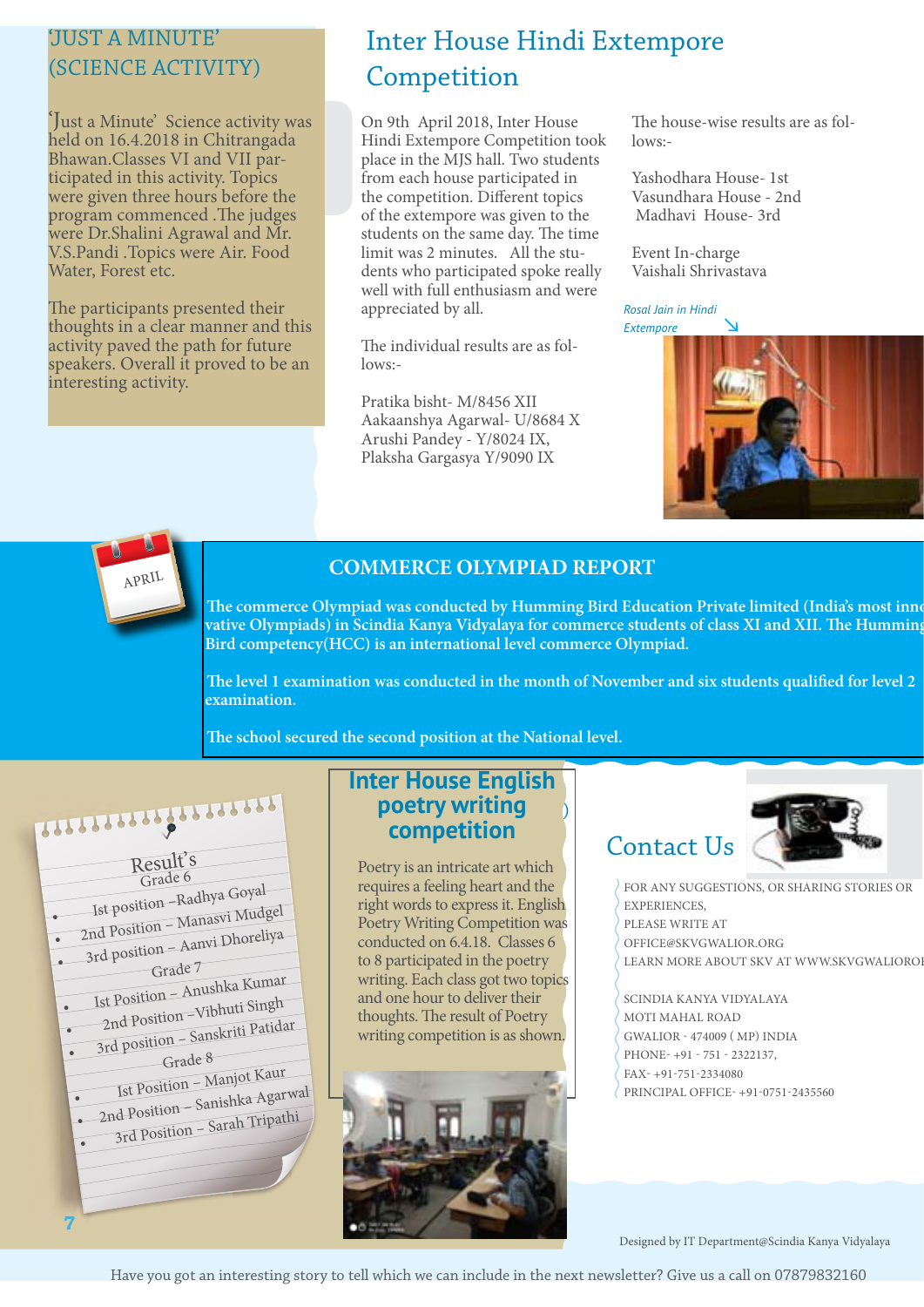## 'JUST A MINUTE' (SCIENCE ACTIVITY)

'Just a Minute' Science activity was held on 16.4.2018 in Chitrangada Bhawan.Classes VI and VII participated in this activity. Topics were given three hours before the program commenced .The judges were Dr.Shalini Agrawal and Mr. V.S.Pandi .Topics were Air. Food Water, Forest etc.

The participants presented their thoughts in a clear manner and this activity paved the path for future speakers. Overall it proved to be an interesting activity.

## Inter House Hindi Extempore Competition

On 9th April 2018, Inter House Hindi Extempore Competition took place in the MJS hall. Two students from each house participated in the competition. Different topics of the extempore was given to the students on the same day. The time limit was 2 minutes. All the students who participated spoke really well with full enthusiasm and were appreciated by all.

The individual results are as follows:-

Pratika bisht- M/8456 XII
Aakaanshya Agarwal- U/8684 X
Arushi Pandey - Y/8024 IX,
Plaksha Gargasya Y/9090 IX

The house-wise results are as follows:-

Yashodhara House- 1st
Vasundhara House - 2nd
Madhavi House- 3rd

Event In-charge
Vaishali Shrivastava

*Rosal Jain in Hindi Extempore*

APRIL

## COMMERCE OLYMPIAD REPORT

**The commerce Olympiad was conducted by Humming Bird Education Private limited (India's most innovative Olympiads) in Scindia Kanya Vidyalaya for commerce students of class XI and XII. The Humming Bird competency(HCC) is an international level commerce Olympiad.**

**The level 1 examination was conducted in the month of November and six students qualified for level 2 examination.**

**The school secured the second position at the National level.**

### Result's

Grade 6

- Ist position –Radhya Goyal
- 2nd Position – Manasvi Mudgel
- 3rd position – Aanvi Dhoreliya

Grade 7

- Ist Position – Anushka Kumar
- 2nd Position –Vibhuti Singh
- 3rd position – Sanskriti Patidar

Grade 8

- Ist Position – Manjot Kaur
- 2nd Position – Sanishka Agarwal
- 3rd Position – Sarah Tripathi

## Inter House English poetry writing competition

Poetry is an intricate art which requires a feeling heart and the right words to express it. English Poetry Writing Competition was conducted on 6.4.18. Classes 6 to 8 participated in the poetry writing. Each class got two topics and one hour to deliver their thoughts. The result of Poetry writing competition is as shown.

## Contact Us

FOR ANY SUGGESTIONS, OR SHARING STORIES OR EXPERIENCES,
PLEASE WRITE AT
OFFICE@SKVGWALIOR.ORG
LEARN MORE ABOUT SKV AT WWW.SKVGWALIOROR

SCINDIA KANYA VIDYALAYA
MOTI MAHAL ROAD
GWALIOR - 474009 ( MP) INDIA
PHONE- +91 - 751 - 2322137,
FAX- +91-751-2334080
PRINCIPAL OFFICE- +91-0751-2435560

Designed by IT Department@Scindia Kanya Vidyalaya

Have you got an interesting story to tell which we can include in the next newsletter? Give us a call on 07879832160